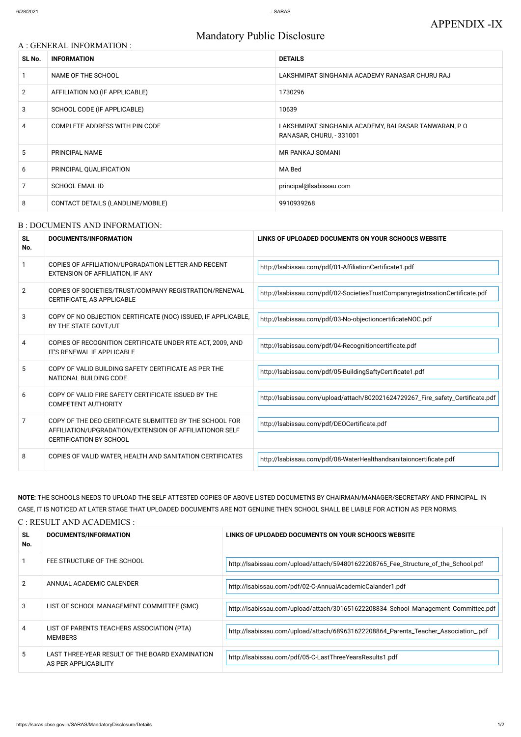APPENDIX -IX

# Mandatory Public Disclosure

## A : GENERAL INFORMATION :

| SL No. | INFORMATION | DETAILS |
|---|---|---|
| 1 | NAME OF THE SCHOOL | LAKSHMIPAT SINGHANIA ACADEMY RANASAR CHURU RAJ |
| 2 | AFFILIATION NO.(IF APPLICABLE) | 1730296 |
| 3 | SCHOOL CODE (IF APPLICABLE) | 10639 |
| 4 | COMPLETE ADDRESS WITH PIN CODE | LAKSHMIPAT SINGHANIA ACADEMY, BALRASAR TANWARAN, P O RANASAR, CHURU, - 331001 |
| 5 | PRINCIPAL NAME | MR PANKAJ SOMANI |
| 6 | PRINCIPAL QUALIFICATION | MA Bed |
| 7 | SCHOOL EMAIL ID | principal@lsabissau.com |
| 8 | CONTACT DETAILS (LANDLINE/MOBILE) | 9910939268 |

## B : DOCUMENTS AND INFORMATION:

| SL No. | DOCUMENTS/INFORMATION | LINKS OF UPLOADED DOCUMENTS ON YOUR SCHOOL'S WEBSITE |
|---|---|---|
| 1 | COPIES OF AFFILIATION/UPGRADATION LETTER AND RECENT EXTENSION OF AFFILIATION, IF ANY | http://lsabissau.com/pdf/01-AffiliationCertificate1.pdf |
| 2 | COPIES OF SOCIETIES/TRUST/COMPANY REGISTRATION/RENEWAL CERTIFICATE, AS APPLICABLE | http://lsabissau.com/pdf/02-SocietiesTrustCompanyregistrsationCertificate.pdf |
| 3 | COPY OF NO OBJECTION CERTIFICATE (NOC) ISSUED, IF APPLICABLE, BY THE STATE GOVT./UT | http://lsabissau.com/pdf/03-No-objectioncertificateNOC.pdf |
| 4 | COPIES OF RECOGNITION CERTIFICATE UNDER RTE ACT, 2009, AND IT'S RENEWAL IF APPLICABLE | http://lsabissau.com/pdf/04-Recognitioncertificate.pdf |
| 5 | COPY OF VALID BUILDING SAFETY CERTIFICATE AS PER THE NATIONAL BUILDING CODE | http://lsabissau.com/pdf/05-BuildingSaftyCertificate1.pdf |
| 6 | COPY OF VALID FIRE SAFETY CERTIFICATE ISSUED BY THE COMPETENT AUTHORITY | http://lsabissau.com/upload/attach/802021624729267_Fire_safety_Certificate.pdf |
| 7 | COPY OF THE DEO CERTIFICATE SUBMITTED BY THE SCHOOL FOR AFFILIATION/UPGRADATION/EXTENSION OF AFFILIATIONOR SELF CERTIFICATION BY SCHOOL | http://lsabissau.com/pdf/DEOCertificate.pdf |
| 8 | COPIES OF VALID WATER, HEALTH AND SANITATION CERTIFICATES | http://lsabissau.com/pdf/08-WaterHealthandsanitaioncertificate.pdf |

**NOTE:** THE SCHOOLS NEEDS TO UPLOAD THE SELF ATTESTED COPIES OF ABOVE LISTED DOCUMETNS BY CHAIRMAN/MANAGER/SECRETARY AND PRINCIPAL. IN CASE, IT IS NOTICED AT LATER STAGE THAT UPLOADED DOCUMENTS ARE NOT GENUINE THEN SCHOOL SHALL BE LIABLE FOR ACTION AS PER NORMS.

## C : RESULT AND ACADEMICS :

| SL No. | DOCUMENTS/INFORMATION | LINKS OF UPLOADED DOCUMENTS ON YOUR SCHOOL'S WEBSITE |
|---|---|---|
| 1 | FEE STRUCTURE OF THE SCHOOL | http://lsabissau.com/upload/attach/594801622208765_Fee_Structure_of_the_School.pdf |
| 2 | ANNUAL ACADEMIC CALENDER | http://lsabissau.com/pdf/02-C-AnnualAcademicCalander1.pdf |
| 3 | LIST OF SCHOOL MANAGEMENT COMMITTEE (SMC) | http://lsabissau.com/upload/attach/301651622208834_School_Management_Committee.pdf |
| 4 | LIST OF PARENTS TEACHERS ASSOCIATION (PTA) MEMBERS | http://lsabissau.com/upload/attach/689631622208864_Parents_Teacher_Association_.pdf |
| 5 | LAST THREE-YEAR RESULT OF THE BOARD EXAMINATION AS PER APPLICABILITY | http://lsabissau.com/pdf/05-C-LastThreeYearsResults1.pdf |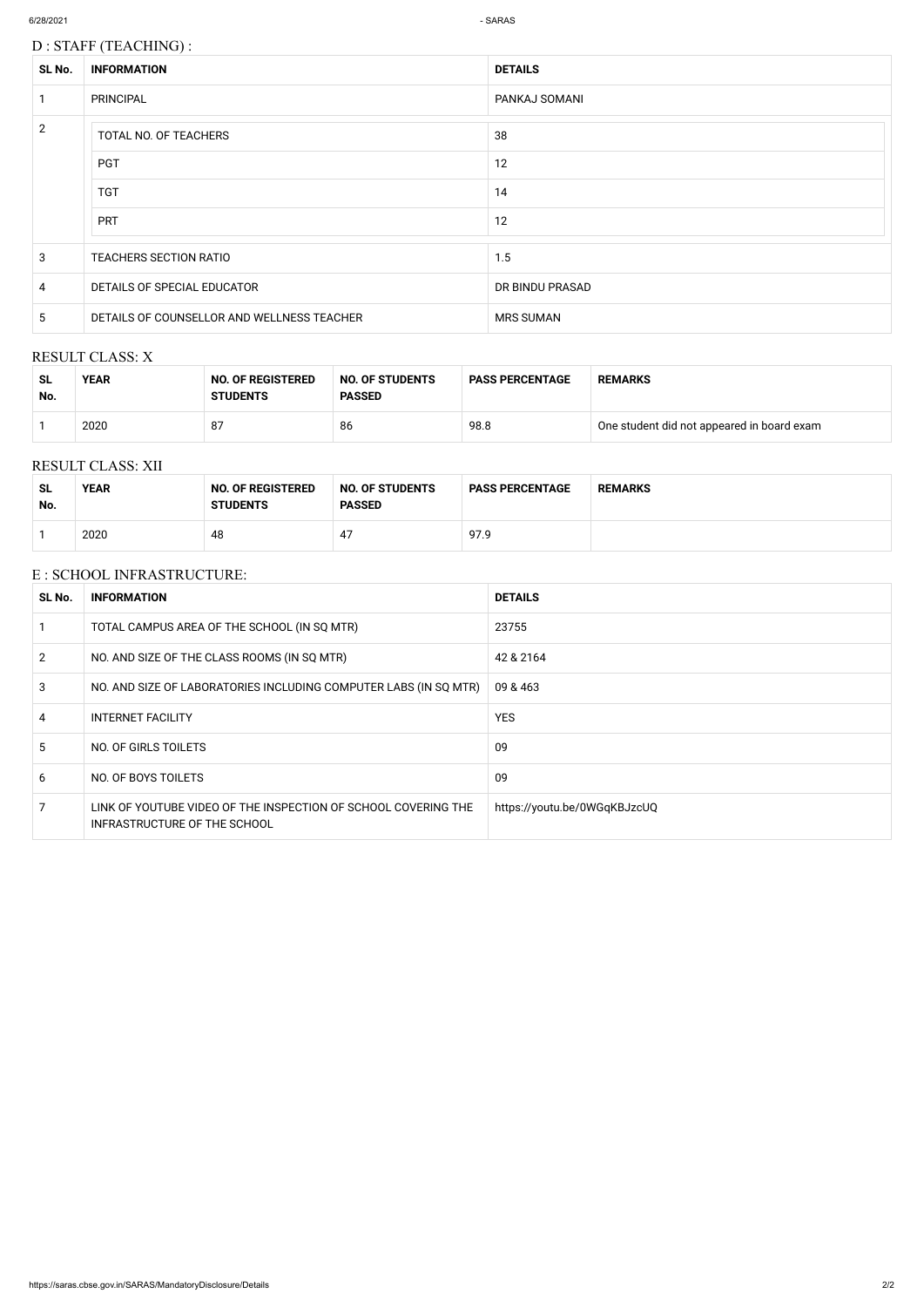## D : STAFF (TEACHING) :

| SL No. | INFORMATION | DETAILS |
|---|---|---|
| 1 | PRINCIPAL | PANKAJ SOMANI |
| 2 | TOTAL NO. OF TEACHERS | 38 |
| | PGT | 12 |
| | TGT | 14 |
| | PRT | 12 |
| 3 | TEACHERS SECTION RATIO | 1.5 |
| 4 | DETAILS OF SPECIAL EDUCATOR | DR BINDU PRASAD |
| 5 | DETAILS OF COUNSELLOR AND WELLNESS TEACHER | MRS SUMAN |

## RESULT CLASS: X

| SL No. | YEAR | NO. OF REGISTERED STUDENTS | NO. OF STUDENTS PASSED | PASS PERCENTAGE | REMARKS |
|---|---|---|---|---|---|
| 1 | 2020 | 87 | 86 | 98.8 | One student did not appeared in board exam |

## RESULT CLASS: XII

| SL No. | YEAR | NO. OF REGISTERED STUDENTS | NO. OF STUDENTS PASSED | PASS PERCENTAGE | REMARKS |
|---|---|---|---|---|---|
| 1 | 2020 | 48 | 47 | 97.9 | |

## E : SCHOOL INFRASTRUCTURE:

| SL No. | INFORMATION | DETAILS |
|---|---|---|
| 1 | TOTAL CAMPUS AREA OF THE SCHOOL (IN SQ MTR) | 23755 |
| 2 | NO. AND SIZE OF THE CLASS ROOMS (IN SQ MTR) | 42 & 2164 |
| 3 | NO. AND SIZE OF LABORATORIES INCLUDING COMPUTER LABS (IN SQ MTR) | 09 & 463 |
| 4 | INTERNET FACILITY | YES |
| 5 | NO. OF GIRLS TOILETS | 09 |
| 6 | NO. OF BOYS TOILETS | 09 |
| 7 | LINK OF YOUTUBE VIDEO OF THE INSPECTION OF SCHOOL COVERING THE INFRASTRUCTURE OF THE SCHOOL | https://youtu.be/0WGqKBJzcUQ |